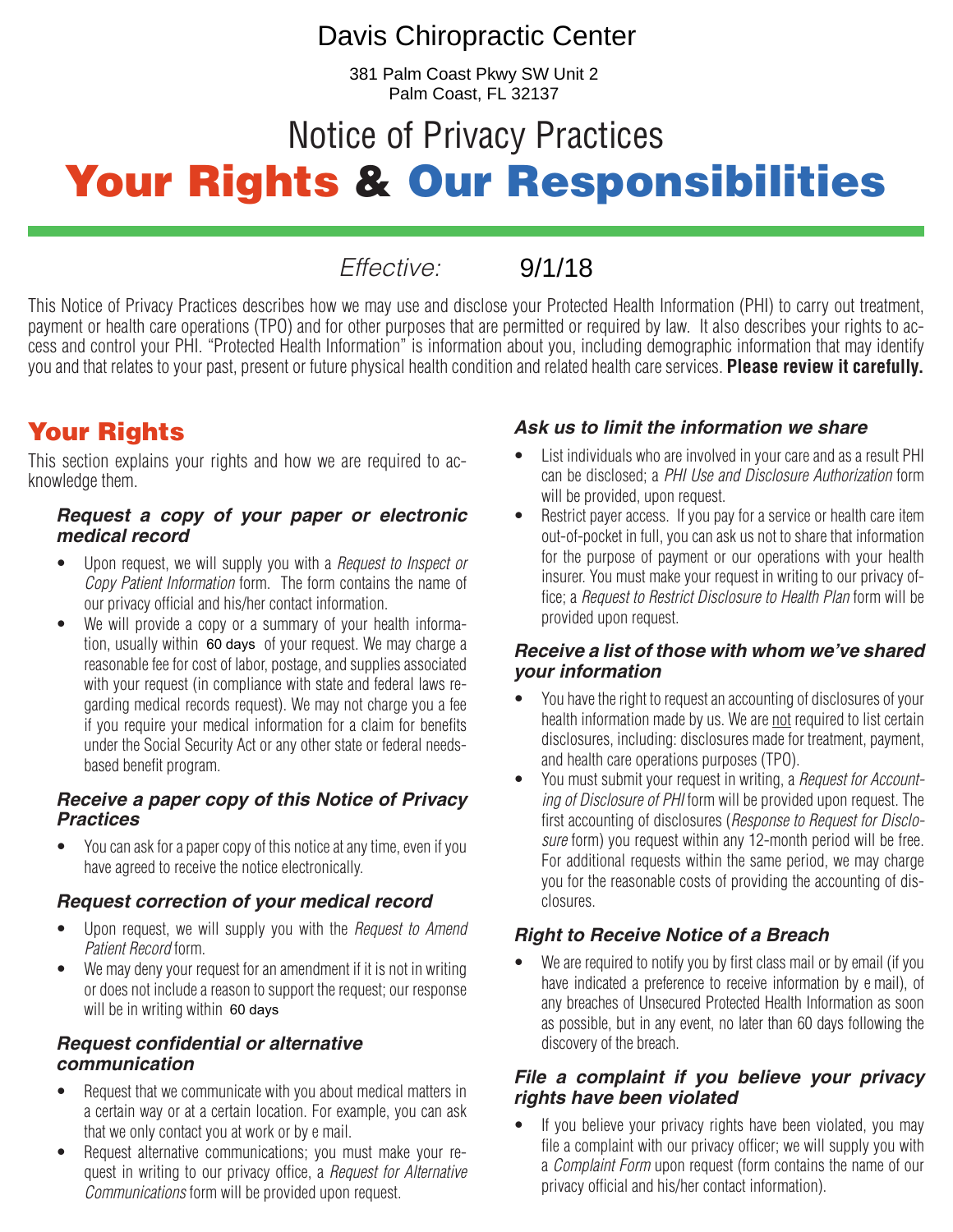# Davis Chiropractic Center

381 Palm Coast Pkwy SW Unit 2
Palm Coast, FL 32137

# Notice of Privacy Practices

# Your Rights & Our Responsibilities

*Effective:* 9/1/18

This Notice of Privacy Practices describes how we may use and disclose your Protected Health Information (PHI) to carry out treatment, payment or health care operations (TPO) and for other purposes that are permitted or required by law. It also describes your rights to access and control your PHI. "Protected Health Information" is information about you, including demographic information that may identify you and that relates to your past, present or future physical health condition and related health care services. **Please review it carefully.**

## Your Rights

This section explains your rights and how we are required to acknowledge them.

### *Request a copy of your paper or electronic medical record*

- Upon request, we will supply you with a *Request to Inspect or Copy Patient Information* form. The form contains the name of our privacy official and his/her contact information.
- We will provide a copy or a summary of your health information, usually within 60 days of your request. We may charge a reasonable fee for cost of labor, postage, and supplies associated with your request (in compliance with state and federal laws regarding medical records request). We may not charge you a fee if you require your medical information for a claim for benefits under the Social Security Act or any other state or federal needs-based benefit program.

### *Receive a paper copy of this Notice of Privacy Practices*

- You can ask for a paper copy of this notice at any time, even if you have agreed to receive the notice electronically.

### *Request correction of your medical record*

- Upon request, we will supply you with the *Request to Amend Patient Record* form.
- We may deny your request for an amendment if it is not in writing or does not include a reason to support the request; our response will be in writing within 60 days

### *Request confidential or alternative communication*

- Request that we communicate with you about medical matters in a certain way or at a certain location. For example, you can ask that we only contact you at work or by e mail.
- Request alternative communications; you must make your request in writing to our privacy office, a *Request for Alternative Communications* form will be provided upon request.

### *Ask us to limit the information we share*

- List individuals who are involved in your care and as a result PHI can be disclosed; a *PHI Use and Disclosure Authorization* form will be provided, upon request.
- Restrict payer access. If you pay for a service or health care item out-of-pocket in full, you can ask us not to share that information for the purpose of payment or our operations with your health insurer. You must make your request in writing to our privacy office; a *Request to Restrict Disclosure to Health Plan* form will be provided upon request.

### *Receive a list of those with whom we've shared your information*

- You have the right to request an accounting of disclosures of your health information made by us. We are not required to list certain disclosures, including: disclosures made for treatment, payment, and health care operations purposes (TPO).
- You must submit your request in writing, a *Request for Accounting of Disclosure of PHI* form will be provided upon request. The first accounting of disclosures (*Response to Request for Disclosure* form) you request within any 12-month period will be free. For additional requests within the same period, we may charge you for the reasonable costs of providing the accounting of disclosures.

### *Right to Receive Notice of a Breach*

- We are required to notify you by first class mail or by email (if you have indicated a preference to receive information by e mail), of any breaches of Unsecured Protected Health Information as soon as possible, but in any event, no later than 60 days following the discovery of the breach.

### *File a complaint if you believe your privacy rights have been violated*

- If you believe your privacy rights have been violated, you may file a complaint with our privacy officer; we will supply you with a *Complaint Form* upon request (form contains the name of our privacy official and his/her contact information).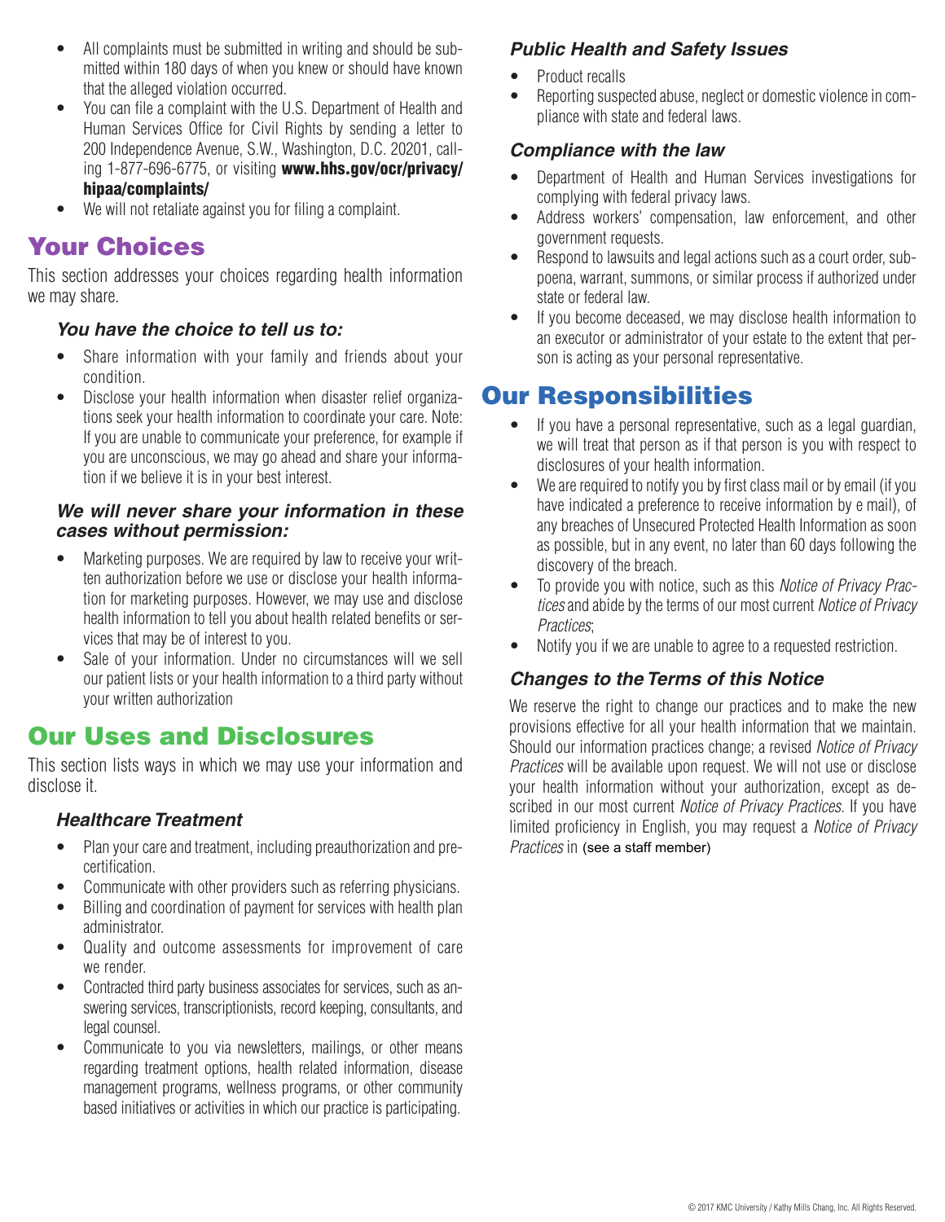- All complaints must be submitted in writing and should be submitted within 180 days of when you knew or should have known that the alleged violation occurred.
- You can file a complaint with the U.S. Department of Health and Human Services Office for Civil Rights by sending a letter to 200 Independence Avenue, S.W., Washington, D.C. 20201, calling 1-877-696-6775, or visiting **www.hhs.gov/ocr/privacy/hipaa/complaints/**
- We will not retaliate against you for filing a complaint.

## Your Choices

This section addresses your choices regarding health information we may share.

### *You have the choice to tell us to:*

- Share information with your family and friends about your condition.
- Disclose your health information when disaster relief organizations seek your health information to coordinate your care. Note: If you are unable to communicate your preference, for example if you are unconscious, we may go ahead and share your information if we believe it is in your best interest.

### *We will never share your information in these cases without permission:*

- Marketing purposes. We are required by law to receive your written authorization before we use or disclose your health information for marketing purposes. However, we may use and disclose health information to tell you about health related benefits or services that may be of interest to you.
- Sale of your information. Under no circumstances will we sell our patient lists or your health information to a third party without your written authorization

## Our Uses and Disclosures

This section lists ways in which we may use your information and disclose it.

### *Healthcare Treatment*

- Plan your care and treatment, including preauthorization and precertification.
- Communicate with other providers such as referring physicians.
- Billing and coordination of payment for services with health plan administrator.
- Quality and outcome assessments for improvement of care we render.
- Contracted third party business associates for services, such as answering services, transcriptionists, record keeping, consultants, and legal counsel.
- Communicate to you via newsletters, mailings, or other means regarding treatment options, health related information, disease management programs, wellness programs, or other community based initiatives or activities in which our practice is participating.

### *Public Health and Safety Issues*

- Product recalls
- Reporting suspected abuse, neglect or domestic violence in compliance with state and federal laws.

### *Compliance with the law*

- Department of Health and Human Services investigations for complying with federal privacy laws.
- Address workers' compensation, law enforcement, and other government requests.
- Respond to lawsuits and legal actions such as a court order, subpoena, warrant, summons, or similar process if authorized under state or federal law.
- If you become deceased, we may disclose health information to an executor or administrator of your estate to the extent that person is acting as your personal representative.

## Our Responsibilities

- If you have a personal representative, such as a legal guardian, we will treat that person as if that person is you with respect to disclosures of your health information.
- We are required to notify you by first class mail or by email (if you have indicated a preference to receive information by e mail), of any breaches of Unsecured Protected Health Information as soon as possible, but in any event, no later than 60 days following the discovery of the breach.
- To provide you with notice, such as this *Notice of Privacy Practices* and abide by the terms of our most current *Notice of Privacy Practices*;
- Notify you if we are unable to agree to a requested restriction.

### *Changes to the Terms of this Notice*

We reserve the right to change our practices and to make the new provisions effective for all your health information that we maintain. Should our information practices change; a revised *Notice of Privacy Practices* will be available upon request. We will not use or disclose your health information without your authorization, except as described in our most current *Notice of Privacy Practices*. If you have limited proficiency in English, you may request a *Notice of Privacy Practices* in (see a staff member)

© 2017 KMC University / Kathy Mills Chang, Inc. All Rights Reserved.